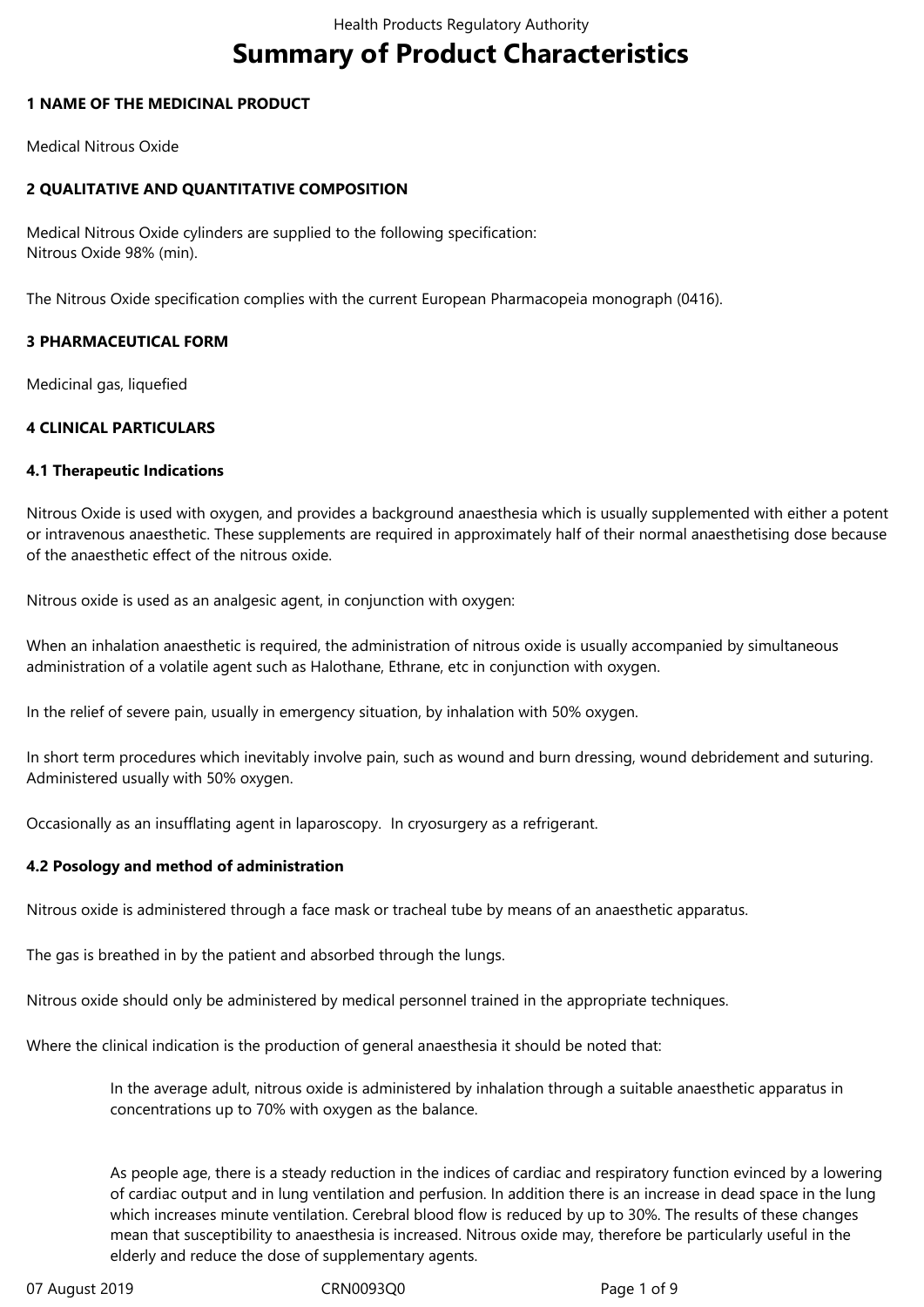# Summary of Product Characteristics

## 1 NAME OF THE MEDICINAL PRODUCT

Medical Nitrous Oxide

## 2 QUALITATIVE AND QUANTITATIVE COMPOSITION

Medical Nitrous Oxide cylinders are supplied to the following specification:
Nitrous Oxide 98% (min).

The Nitrous Oxide specification complies with the current European Pharmacopeia monograph (0416).

## 3 PHARMACEUTICAL FORM

Medicinal gas, liquefied

## 4 CLINICAL PARTICULARS

### 4.1 Therapeutic Indications

Nitrous Oxide is used with oxygen, and provides a background anaesthesia which is usually supplemented with either a potent or intravenous anaesthetic. These supplements are required in approximately half of their normal anaesthetising dose because of the anaesthetic effect of the nitrous oxide.

Nitrous oxide is used as an analgesic agent, in conjunction with oxygen:

When an inhalation anaesthetic is required, the administration of nitrous oxide is usually accompanied by simultaneous administration of a volatile agent such as Halothane, Ethrane, etc in conjunction with oxygen.

In the relief of severe pain, usually in emergency situation, by inhalation with 50% oxygen.

In short term procedures which inevitably involve pain, such as wound and burn dressing, wound debridement and suturing. Administered usually with 50% oxygen.

Occasionally as an insufflating agent in laparoscopy. In cryosurgery as a refrigerant.

### 4.2 Posology and method of administration

Nitrous oxide is administered through a face mask or tracheal tube by means of an anaesthetic apparatus.

The gas is breathed in by the patient and absorbed through the lungs.

Nitrous oxide should only be administered by medical personnel trained in the appropriate techniques.

Where the clinical indication is the production of general anaesthesia it should be noted that:

> In the average adult, nitrous oxide is administered by inhalation through a suitable anaesthetic apparatus in concentrations up to 70% with oxygen as the balance.
>
> As people age, there is a steady reduction in the indices of cardiac and respiratory function evinced by a lowering of cardiac output and in lung ventilation and perfusion. In addition there is an increase in dead space in the lung which increases minute ventilation. Cerebral blood flow is reduced by up to 30%. The results of these changes mean that susceptibility to anaesthesia is increased. Nitrous oxide may, therefore be particularly useful in the elderly and reduce the dose of supplementary agents.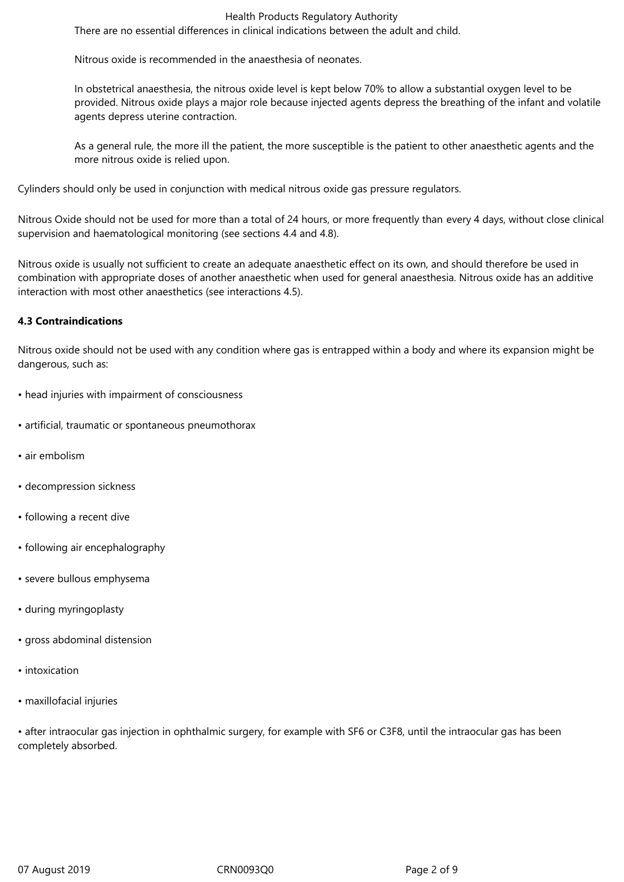There are no essential differences in clinical indications between the adult and child.

Nitrous oxide is recommended in the anaesthesia of neonates.

In obstetrical anaesthesia, the nitrous oxide level is kept below 70% to allow a substantial oxygen level to be provided. Nitrous oxide plays a major role because injected agents depress the breathing of the infant and volatile agents depress uterine contraction.

As a general rule, the more ill the patient, the more susceptible is the patient to other anaesthetic agents and the more nitrous oxide is relied upon.

Cylinders should only be used in conjunction with medical nitrous oxide gas pressure regulators.

Nitrous Oxide should not be used for more than a total of 24 hours, or more frequently than every 4 days, without close clinical supervision and haematological monitoring (see sections 4.4 and 4.8).

Nitrous oxide is usually not sufficient to create an adequate anaesthetic effect on its own, and should therefore be used in combination with appropriate doses of another anaesthetic when used for general anaesthesia. Nitrous oxide has an additive interaction with most other anaesthetics (see interactions 4.5).

**4.3 Contraindications**

Nitrous oxide should not be used with any condition where gas is entrapped within a body and where its expansion might be dangerous, such as:

- head injuries with impairment of consciousness
- artificial, traumatic or spontaneous pneumothorax
- air embolism
- decompression sickness
- following a recent dive
- following air encephalography
- severe bullous emphysema
- during myringoplasty
- gross abdominal distension
- intoxication
- maxillofacial injuries
- after intraocular gas injection in ophthalmic surgery, for example with $SF_6$ or $C_3F_8$, until the intraocular gas has been completely absorbed.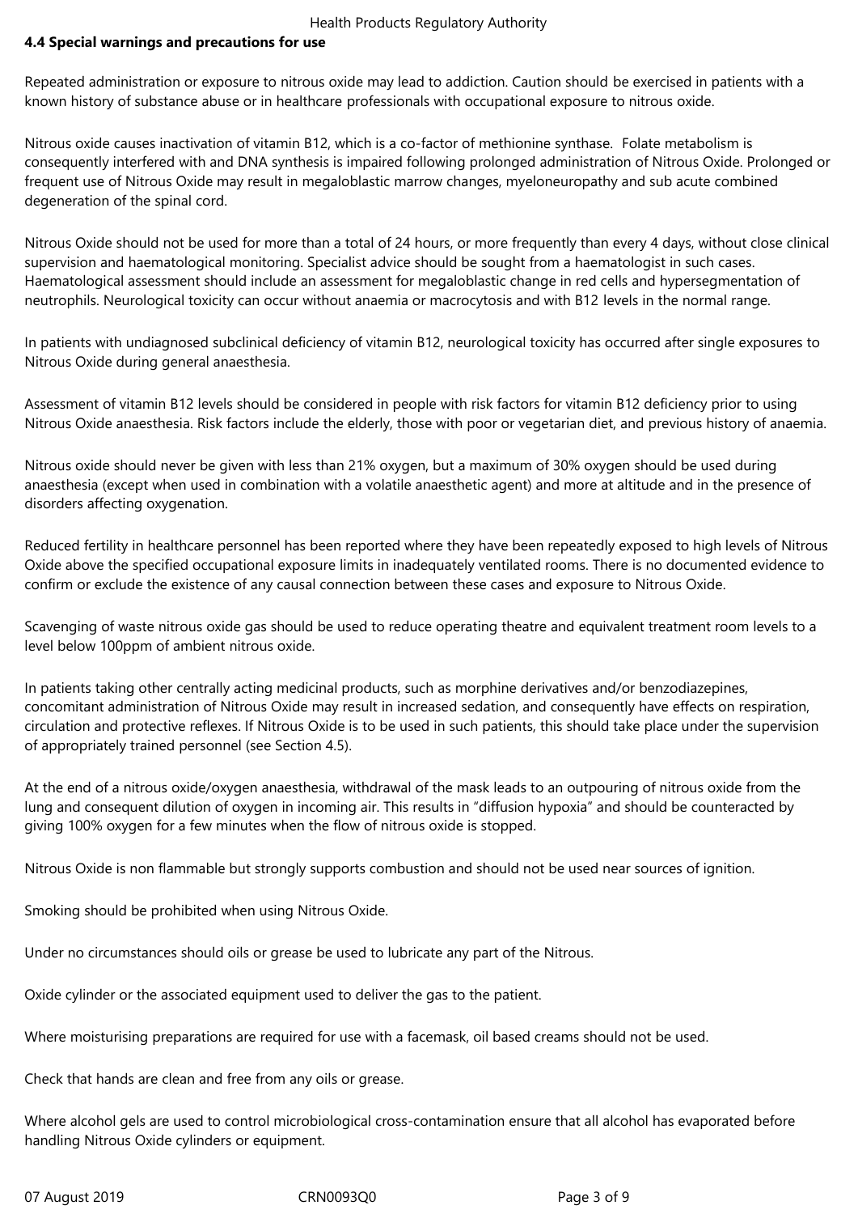#### 4.4 Special warnings and precautions for use

Repeated administration or exposure to nitrous oxide may lead to addiction. Caution should be exercised in patients with a known history of substance abuse or in healthcare professionals with occupational exposure to nitrous oxide.

Nitrous oxide causes inactivation of vitamin B12, which is a co-factor of methionine synthase. Folate metabolism is consequently interfered with and DNA synthesis is impaired following prolonged administration of Nitrous Oxide. Prolonged or frequent use of Nitrous Oxide may result in megaloblastic marrow changes, myeloneuropathy and sub acute combined degeneration of the spinal cord.

Nitrous Oxide should not be used for more than a total of 24 hours, or more frequently than every 4 days, without close clinical supervision and haematological monitoring. Specialist advice should be sought from a haematologist in such cases. Haematological assessment should include an assessment for megaloblastic change in red cells and hypersegmentation of neutrophils. Neurological toxicity can occur without anaemia or macrocytosis and with B12 levels in the normal range.

In patients with undiagnosed subclinical deficiency of vitamin B12, neurological toxicity has occurred after single exposures to Nitrous Oxide during general anaesthesia.

Assessment of vitamin B12 levels should be considered in people with risk factors for vitamin B12 deficiency prior to using Nitrous Oxide anaesthesia. Risk factors include the elderly, those with poor or vegetarian diet, and previous history of anaemia.

Nitrous oxide should never be given with less than 21% oxygen, but a maximum of 30% oxygen should be used during anaesthesia (except when used in combination with a volatile anaesthetic agent) and more at altitude and in the presence of disorders affecting oxygenation.

Reduced fertility in healthcare personnel has been reported where they have been repeatedly exposed to high levels of Nitrous Oxide above the specified occupational exposure limits in inadequately ventilated rooms. There is no documented evidence to confirm or exclude the existence of any causal connection between these cases and exposure to Nitrous Oxide.

Scavenging of waste nitrous oxide gas should be used to reduce operating theatre and equivalent treatment room levels to a level below 100ppm of ambient nitrous oxide.

In patients taking other centrally acting medicinal products, such as morphine derivatives and/or benzodiazepines, concomitant administration of Nitrous Oxide may result in increased sedation, and consequently have effects on respiration, circulation and protective reflexes. If Nitrous Oxide is to be used in such patients, this should take place under the supervision of appropriately trained personnel (see Section 4.5).

At the end of a nitrous oxide/oxygen anaesthesia, withdrawal of the mask leads to an outpouring of nitrous oxide from the lung and consequent dilution of oxygen in incoming air. This results in "diffusion hypoxia" and should be counteracted by giving 100% oxygen for a few minutes when the flow of nitrous oxide is stopped.

Nitrous Oxide is non flammable but strongly supports combustion and should not be used near sources of ignition.

Smoking should be prohibited when using Nitrous Oxide.

Under no circumstances should oils or grease be used to lubricate any part of the Nitrous.

Oxide cylinder or the associated equipment used to deliver the gas to the patient.

Where moisturising preparations are required for use with a facemask, oil based creams should not be used.

Check that hands are clean and free from any oils or grease.

Where alcohol gels are used to control microbiological cross-contamination ensure that all alcohol has evaporated before handling Nitrous Oxide cylinders or equipment.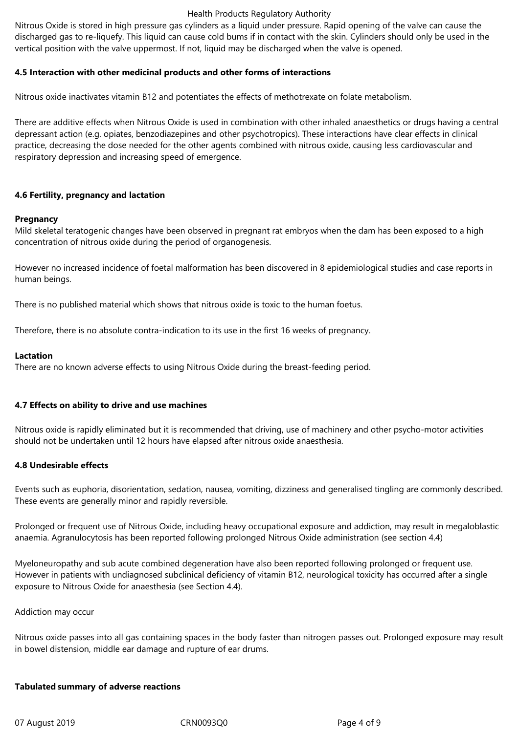Nitrous Oxide is stored in high pressure gas cylinders as a liquid under pressure. Rapid opening of the valve can cause the discharged gas to re-liquefy. This liquid can cause cold bums if in contact with the skin. Cylinders should only be used in the vertical position with the valve uppermost. If not, liquid may be discharged when the valve is opened.

### 4.5 Interaction with other medicinal products and other forms of interactions

Nitrous oxide inactivates vitamin B12 and potentiates the effects of methotrexate on folate metabolism.

There are additive effects when Nitrous Oxide is used in combination with other inhaled anaesthetics or drugs having a central depressant action (e.g. opiates, benzodiazepines and other psychotropics). These interactions have clear effects in clinical practice, decreasing the dose needed for the other agents combined with nitrous oxide, causing less cardiovascular and respiratory depression and increasing speed of emergence.

### 4.6 Fertility, pregnancy and lactation

**Pregnancy**

Mild skeletal teratogenic changes have been observed in pregnant rat embryos when the dam has been exposed to a high concentration of nitrous oxide during the period of organogenesis.

However no increased incidence of foetal malformation has been discovered in 8 epidemiological studies and case reports in human beings.

There is no published material which shows that nitrous oxide is toxic to the human foetus.

Therefore, there is no absolute contra-indication to its use in the first 16 weeks of pregnancy.

**Lactation**

There are no known adverse effects to using Nitrous Oxide during the breast-feeding period.

### 4.7 Effects on ability to drive and use machines

Nitrous oxide is rapidly eliminated but it is recommended that driving, use of machinery and other psycho-motor activities should not be undertaken until 12 hours have elapsed after nitrous oxide anaesthesia.

### 4.8 Undesirable effects

Events such as euphoria, disorientation, sedation, nausea, vomiting, dizziness and generalised tingling are commonly described. These events are generally minor and rapidly reversible.

Prolonged or frequent use of Nitrous Oxide, including heavy occupational exposure and addiction, may result in megaloblastic anaemia. Agranulocytosis has been reported following prolonged Nitrous Oxide administration (see section 4.4)

Myeloneuropathy and sub acute combined degeneration have also been reported following prolonged or frequent use. However in patients with undiagnosed subclinical deficiency of vitamin B12, neurological toxicity has occurred after a single exposure to Nitrous Oxide for anaesthesia (see Section 4.4).

Addiction may occur

Nitrous oxide passes into all gas containing spaces in the body faster than nitrogen passes out. Prolonged exposure may result in bowel distension, middle ear damage and rupture of ear drums.

**Tabulated summary of adverse reactions**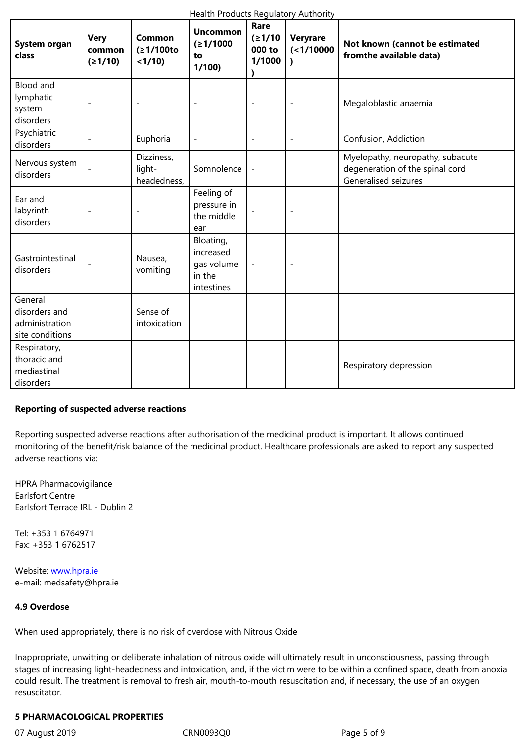| System organ class | Very common (≥1/10) | Common (≥1/100to <1/10) | Uncommon (≥1/1000 to 1/100) | Rare (≥1/10 000 to 1/1000 ) | Veryrare (<1/10000 ) | Not known (cannot be estimated fromthe available data) |
|---|---|---|---|---|---|---|
| Blood and lymphatic system disorders | - | - | - | - | - | Megaloblastic anaemia |
| Psychiatric disorders | - | Euphoria | - | - | - | Confusion, Addiction |
| Nervous system disorders | - | Dizziness, light-headedness, | Somnolence | - | | Myelopathy, neuropathy, subacute degeneration of the spinal cord Generalised seizures |
| Ear and labyrinth disorders | - | - | Feeling of pressure in the middle ear | - | - | |
| Gastrointestinal disorders | - | Nausea, vomiting | Bloating, increased gas volume in the intestines | - | - | |
| General disorders and administration site conditions | - | Sense of intoxication | - | - | - | |
| Respiratory, thoracic and mediastinal disorders | | | | | | Respiratory depression |

**Reporting of suspected adverse reactions**

Reporting suspected adverse reactions after authorisation of the medicinal product is important. It allows continued monitoring of the benefit/risk balance of the medicinal product. Healthcare professionals are asked to report any suspected adverse reactions via:

HPRA Pharmacovigilance
Earlsfort Centre
Earlsfort Terrace IRL - Dublin 2

Tel: +353 1 6764971
Fax: +353 1 6762517

Website: www.hpra.ie
e-mail: medsafety@hpra.ie

**4.9 Overdose**

When used appropriately, there is no risk of overdose with Nitrous Oxide

Inappropriate, unwitting or deliberate inhalation of nitrous oxide will ultimately result in unconsciousness, passing through stages of increasing light-headedness and intoxication, and, if the victim were to be within a confined space, death from anoxia could result. The treatment is removal to fresh air, mouth-to-mouth resuscitation and, if necessary, the use of an oxygen resuscitator.

**5 PHARMACOLOGICAL PROPERTIES**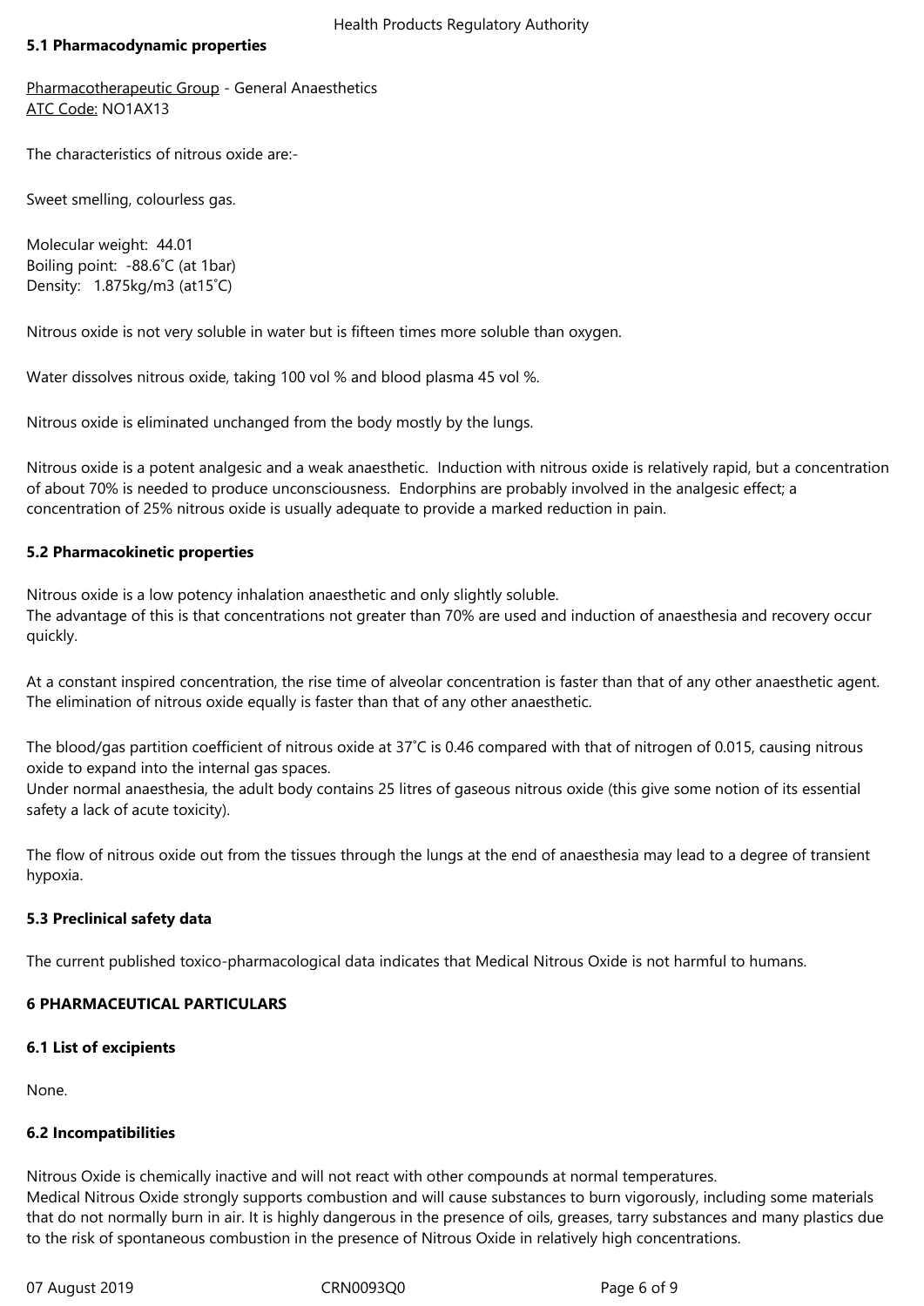### 5.1 Pharmacodynamic properties

Pharmacotherapeutic Group - General Anaesthetics
ATC Code: NO1AX13

The characteristics of nitrous oxide are:-

Sweet smelling, colourless gas.

Molecular weight: 44.01
Boiling point: -88.6˚C (at 1bar)
Density: 1.875kg/m3 (at15˚C)

Nitrous oxide is not very soluble in water but is fifteen times more soluble than oxygen.

Water dissolves nitrous oxide, taking 100 vol % and blood plasma 45 vol %.

Nitrous oxide is eliminated unchanged from the body mostly by the lungs.

Nitrous oxide is a potent analgesic and a weak anaesthetic. Induction with nitrous oxide is relatively rapid, but a concentration of about 70% is needed to produce unconsciousness. Endorphins are probably involved in the analgesic effect; a concentration of 25% nitrous oxide is usually adequate to provide a marked reduction in pain.

### 5.2 Pharmacokinetic properties

Nitrous oxide is a low potency inhalation anaesthetic and only slightly soluble.
The advantage of this is that concentrations not greater than 70% are used and induction of anaesthesia and recovery occur quickly.

At a constant inspired concentration, the rise time of alveolar concentration is faster than that of any other anaesthetic agent. The elimination of nitrous oxide equally is faster than that of any other anaesthetic.

The blood/gas partition coefficient of nitrous oxide at 37˚C is 0.46 compared with that of nitrogen of 0.015, causing nitrous oxide to expand into the internal gas spaces.
Under normal anaesthesia, the adult body contains 25 litres of gaseous nitrous oxide (this give some notion of its essential safety a lack of acute toxicity).

The flow of nitrous oxide out from the tissues through the lungs at the end of anaesthesia may lead to a degree of transient hypoxia.

### 5.3 Preclinical safety data

The current published toxico-pharmacological data indicates that Medical Nitrous Oxide is not harmful to humans.

## 6 PHARMACEUTICAL PARTICULARS

### 6.1 List of excipients

None.

### 6.2 Incompatibilities

Nitrous Oxide is chemically inactive and will not react with other compounds at normal temperatures.
Medical Nitrous Oxide strongly supports combustion and will cause substances to burn vigorously, including some materials that do not normally burn in air. It is highly dangerous in the presence of oils, greases, tarry substances and many plastics due to the risk of spontaneous combustion in the presence of Nitrous Oxide in relatively high concentrations.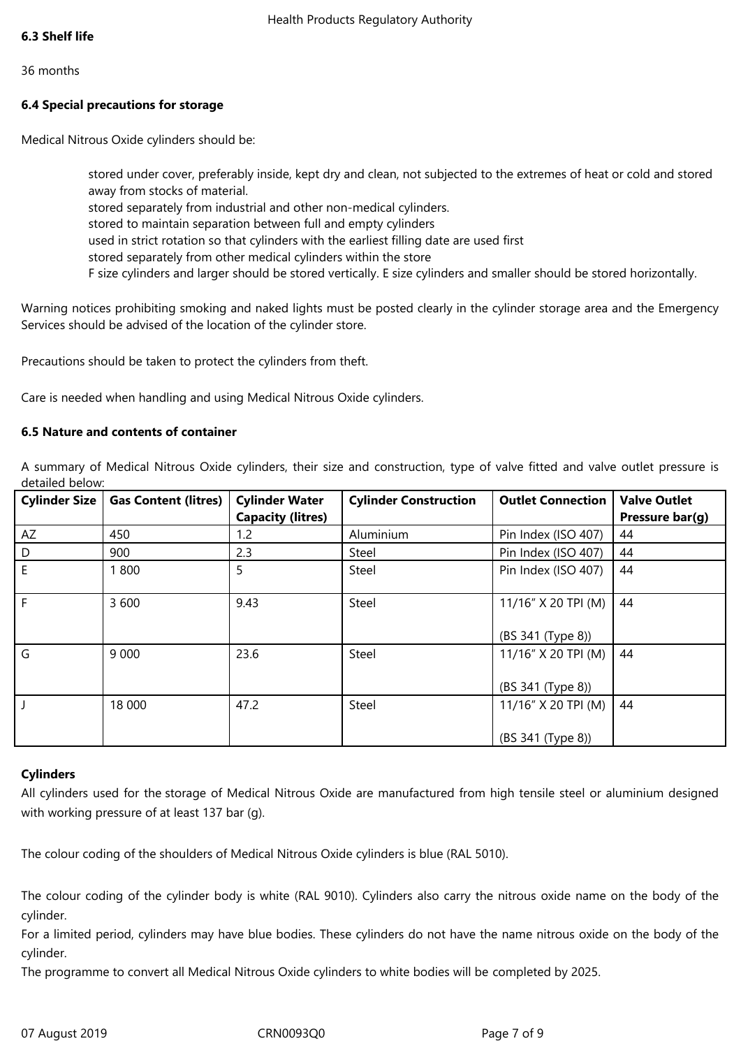### 6.3 Shelf life

36 months

### 6.4 Special precautions for storage

Medical Nitrous Oxide cylinders should be:

- stored under cover, preferably inside, kept dry and clean, not subjected to the extremes of heat or cold and stored away from stocks of material.
- stored separately from industrial and other non-medical cylinders.
- stored to maintain separation between full and empty cylinders
- used in strict rotation so that cylinders with the earliest filling date are used first
- stored separately from other medical cylinders within the store
- F size cylinders and larger should be stored vertically. E size cylinders and smaller should be stored horizontally.

Warning notices prohibiting smoking and naked lights must be posted clearly in the cylinder storage area and the Emergency Services should be advised of the location of the cylinder store.

Precautions should be taken to protect the cylinders from theft.

Care is needed when handling and using Medical Nitrous Oxide cylinders.

### 6.5 Nature and contents of container

A summary of Medical Nitrous Oxide cylinders, their size and construction, type of valve fitted and valve outlet pressure is detailed below:

| Cylinder Size | Gas Content (litres) | Cylinder Water Capacity (litres) | Cylinder Construction | Outlet Connection | Valve Outlet Pressure bar(g) |
|---|---|---|---|---|---|
| AZ | 450 | 1.2 | Aluminium | Pin Index (ISO 407) | 44 |
| D | 900 | 2.3 | Steel | Pin Index (ISO 407) | 44 |
| E | 1 800 | 5 | Steel | Pin Index (ISO 407) | 44 |
| F | 3 600 | 9.43 | Steel | 11/16" X 20 TPI (M) (BS 341 (Type 8)) | 44 |
| G | 9 000 | 23.6 | Steel | 11/16" X 20 TPI (M) (BS 341 (Type 8)) | 44 |
| J | 18 000 | 47.2 | Steel | 11/16" X 20 TPI (M) (BS 341 (Type 8)) | 44 |

**Cylinders**

All cylinders used for the storage of Medical Nitrous Oxide are manufactured from high tensile steel or aluminium designed with working pressure of at least 137 bar (g).

The colour coding of the shoulders of Medical Nitrous Oxide cylinders is blue (RAL 5010).

The colour coding of the cylinder body is white (RAL 9010). Cylinders also carry the nitrous oxide name on the body of the cylinder.
For a limited period, cylinders may have blue bodies. These cylinders do not have the name nitrous oxide on the body of the cylinder.
The programme to convert all Medical Nitrous Oxide cylinders to white bodies will be completed by 2025.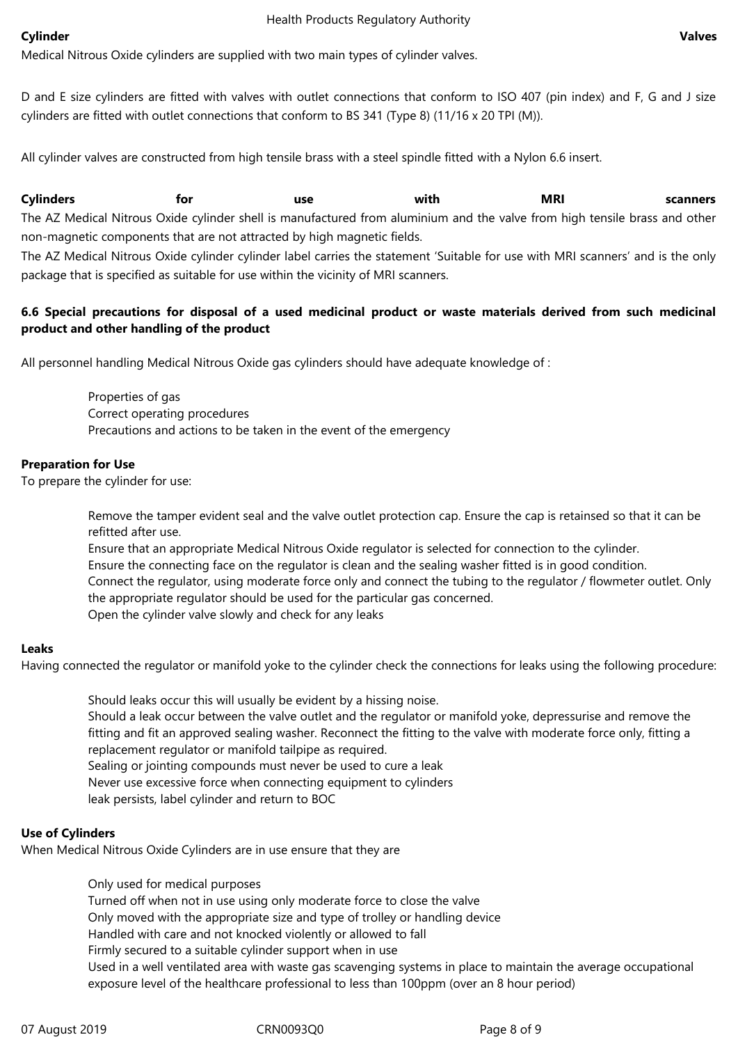**Cylinder Valves**

Medical Nitrous Oxide cylinders are supplied with two main types of cylinder valves.

D and E size cylinders are fitted with valves with outlet connections that conform to ISO 407 (pin index) and F, G and J size cylinders are fitted with outlet connections that conform to BS 341 (Type 8) (11/16 x 20 TPI (M)).

All cylinder valves are constructed from high tensile brass with a steel spindle fitted with a Nylon 6.6 insert.

**Cylinders for use with MRI scanners**

The AZ Medical Nitrous Oxide cylinder shell is manufactured from aluminium and the valve from high tensile brass and other non-magnetic components that are not attracted by high magnetic fields.

The AZ Medical Nitrous Oxide cylinder cylinder label carries the statement 'Suitable for use with MRI scanners' and is the only package that is specified as suitable for use within the vicinity of MRI scanners.

**6.6 Special precautions for disposal of a used medicinal product or waste materials derived from such medicinal product and other handling of the product**

All personnel handling Medical Nitrous Oxide gas cylinders should have adequate knowledge of :

- Properties of gas
- Correct operating procedures
- Precautions and actions to be taken in the event of the emergency

**Preparation for Use**

To prepare the cylinder for use:

- Remove the tamper evident seal and the valve outlet protection cap. Ensure the cap is retainsed so that it can be refitted after use.
- Ensure that an appropriate Medical Nitrous Oxide regulator is selected for connection to the cylinder.
- Ensure the connecting face on the regulator is clean and the sealing washer fitted is in good condition.
- Connect the regulator, using moderate force only and connect the tubing to the regulator / flowmeter outlet. Only the appropriate regulator should be used for the particular gas concerned.
- Open the cylinder valve slowly and check for any leaks

**Leaks**

Having connected the regulator or manifold yoke to the cylinder check the connections for leaks using the following procedure:

- Should leaks occur this will usually be evident by a hissing noise.
- Should a leak occur between the valve outlet and the regulator or manifold yoke, depressurise and remove the fitting and fit an approved sealing washer. Reconnect the fitting to the valve with moderate force only, fitting a replacement regulator or manifold tailpipe as required.
- Sealing or jointing compounds must never be used to cure a leak
- Never use excessive force when connecting equipment to cylinders
- leak persists, label cylinder and return to BOC

**Use of Cylinders**

When Medical Nitrous Oxide Cylinders are in use ensure that they are

- Only used for medical purposes
- Turned off when not in use using only moderate force to close the valve
- Only moved with the appropriate size and type of trolley or handling device
- Handled with care and not knocked violently or allowed to fall
- Firmly secured to a suitable cylinder support when in use
- Used in a well ventilated area with waste gas scavenging systems in place to maintain the average occupational exposure level of the healthcare professional to less than 100ppm (over an 8 hour period)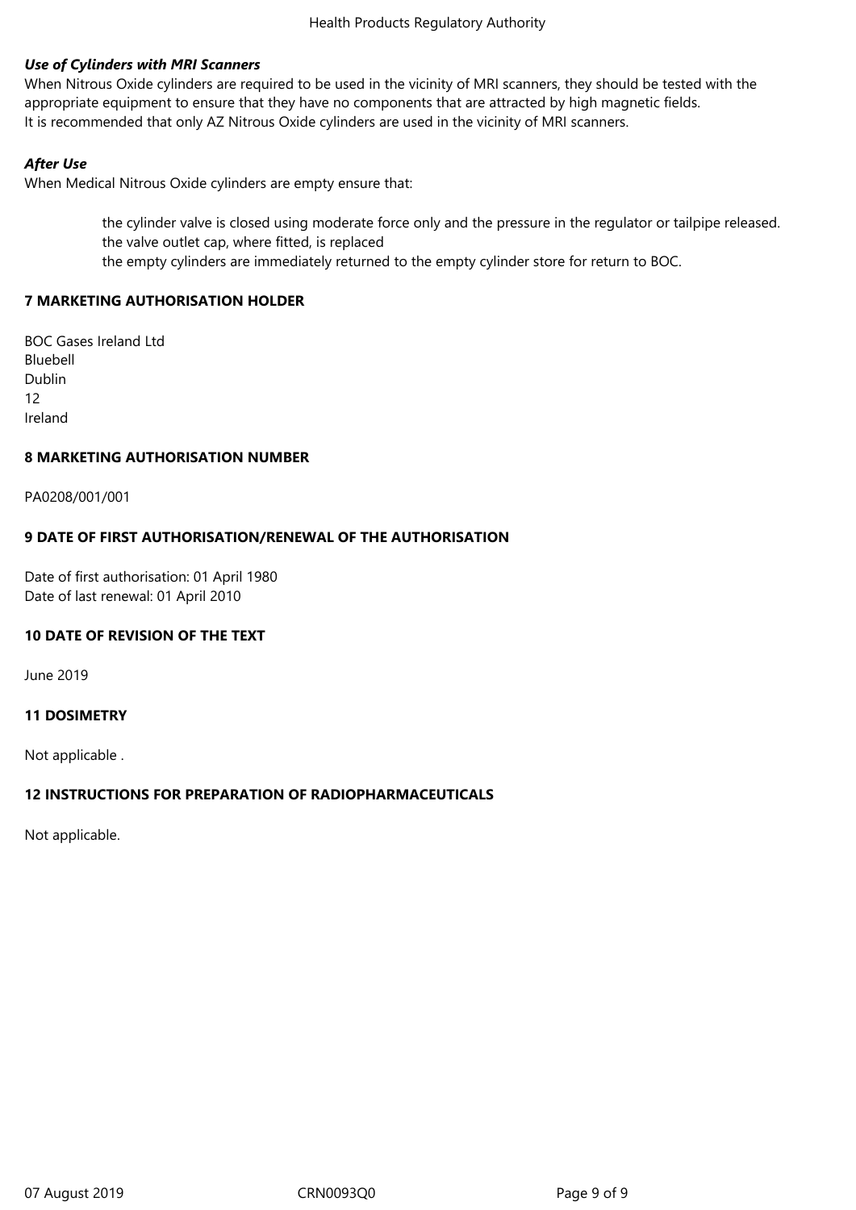***Use of Cylinders with MRI Scanners***

When Nitrous Oxide cylinders are required to be used in the vicinity of MRI scanners, they should be tested with the appropriate equipment to ensure that they have no components that are attracted by high magnetic fields.
It is recommended that only AZ Nitrous Oxide cylinders are used in the vicinity of MRI scanners.

***After Use***

When Medical Nitrous Oxide cylinders are empty ensure that:

- the cylinder valve is closed using moderate force only and the pressure in the regulator or tailpipe released.
- the valve outlet cap, where fitted, is replaced
- the empty cylinders are immediately returned to the empty cylinder store for return to BOC.

## 7 MARKETING AUTHORISATION HOLDER

BOC Gases Ireland Ltd
Bluebell
Dublin
12
Ireland

## 8 MARKETING AUTHORISATION NUMBER

PA0208/001/001

## 9 DATE OF FIRST AUTHORISATION/RENEWAL OF THE AUTHORISATION

Date of first authorisation: 01 April 1980
Date of last renewal: 01 April 2010

## 10 DATE OF REVISION OF THE TEXT

June 2019

## 11 DOSIMETRY

Not applicable .

## 12 INSTRUCTIONS FOR PREPARATION OF RADIOPHARMACEUTICALS

Not applicable.